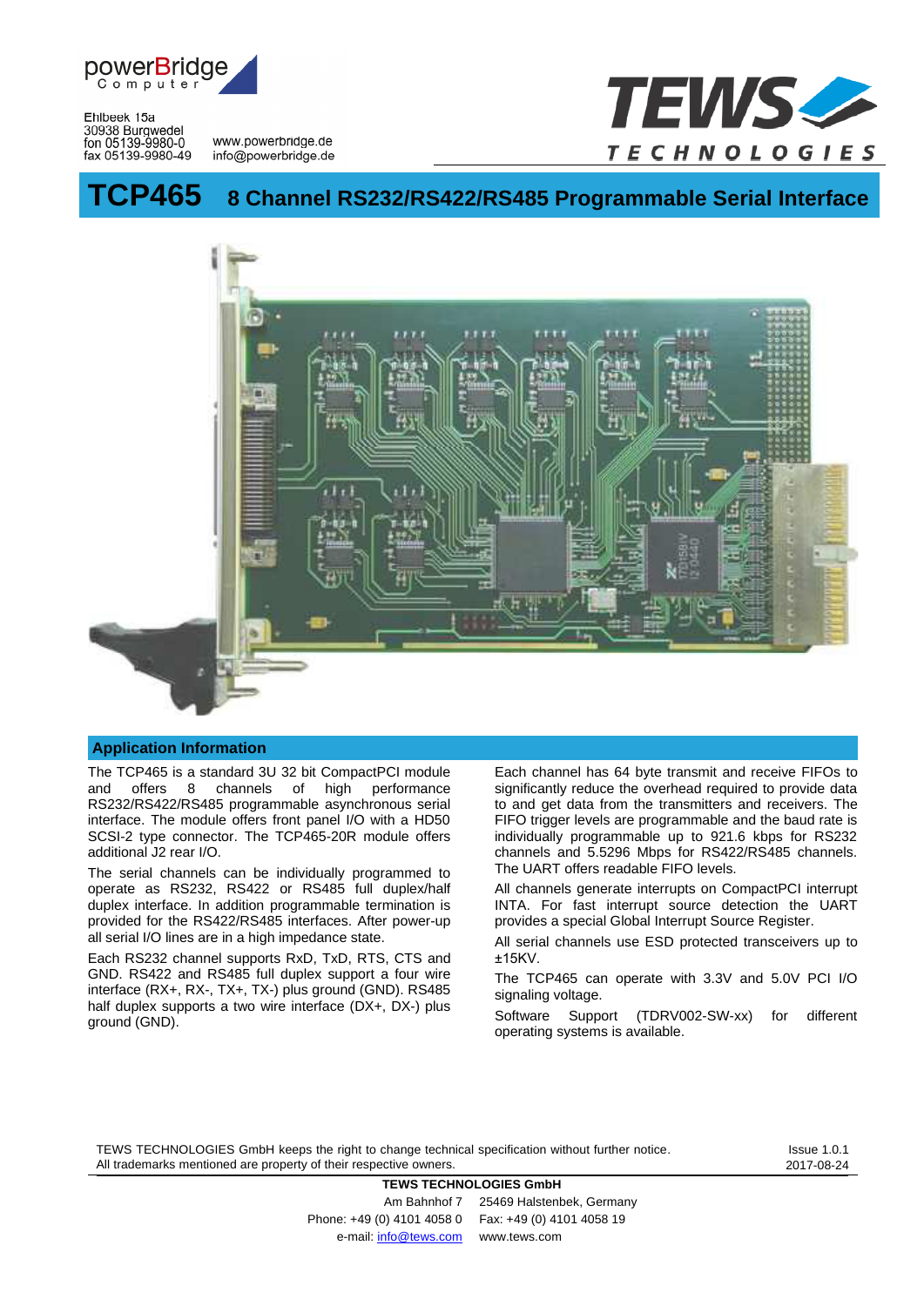powerBridge Computer

Ehlbeek 15a
30938 Burgwedel
fon 05139-9980-0
fax 05139-9980-49

www.powerbridge.de
info@powerbridge.de

TEWS TECHNOLOGIES

# TCP465 8 Channel RS232/RS422/RS485 Programmable Serial Interface

## Application Information

The TCP465 is a standard 3U 32 bit CompactPCI module and offers 8 channels of high performance RS232/RS422/RS485 programmable asynchronous serial interface. The module offers front panel I/O with a HD50 SCSI-2 type connector. The TCP465-20R module offers additional J2 rear I/O.

The serial channels can be individually programmed to operate as RS232, RS422 or RS485 full duplex/half duplex interface. In addition programmable termination is provided for the RS422/RS485 interfaces. After power-up all serial I/O lines are in a high impedance state.

Each RS232 channel supports RxD, TxD, RTS, CTS and GND. RS422 and RS485 full duplex support a four wire interface (RX+, RX-, TX+, TX-) plus ground (GND). RS485 half duplex supports a two wire interface (DX+, DX-) plus ground (GND).

Each channel has 64 byte transmit and receive FIFOs to significantly reduce the overhead required to provide data to and get data from the transmitters and receivers. The FIFO trigger levels are programmable and the baud rate is individually programmable up to 921.6 kbps for RS232 channels and 5.5296 Mbps for RS422/RS485 channels. The UART offers readable FIFO levels.

All channels generate interrupts on CompactPCI interrupt INTA. For fast interrupt source detection the UART provides a special Global Interrupt Source Register.

All serial channels use ESD protected transceivers up to ±15KV.

The TCP465 can operate with 3.3V and 5.0V PCI I/O signaling voltage.

Software Support (TDRV002-SW-xx) for different operating systems is available.

TEWS TECHNOLOGIES GmbH keeps the right to change technical specification without further notice.
All trademarks mentioned are property of their respective owners.

Issue 1.0.1
2017-08-24

**TEWS TECHNOLOGIES GmbH**
Am Bahnhof 7 25469 Halstenbek, Germany
Phone: +49 (0) 4101 4058 0 Fax: +49 (0) 4101 4058 19
e-mail: info@tews.com www.tews.com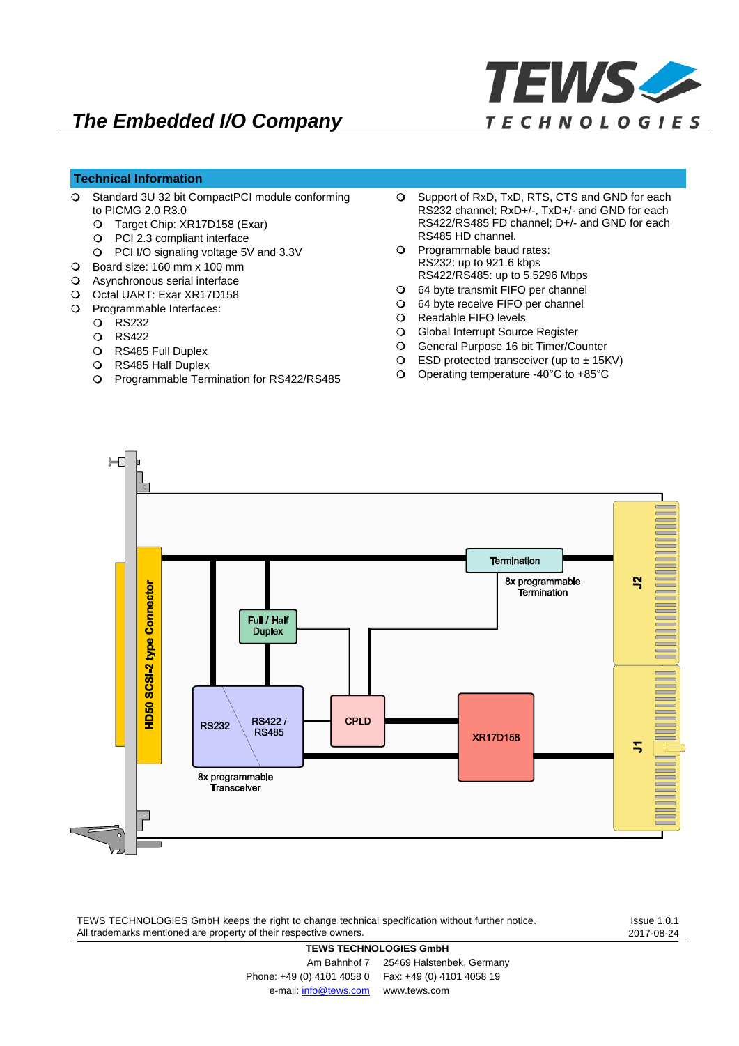*The Embedded I/O Company*

## Technical Information

- Standard 3U 32 bit CompactPCI module conforming to PICMG 2.0 R3.0
  - Target Chip: XR17D158 (Exar)
  - PCI 2.3 compliant interface
  - PCI I/O signaling voltage 5V and 3.3V
- Board size: 160 mm x 100 mm
- Asynchronous serial interface
- Octal UART: Exar XR17D158
- Programmable Interfaces:
  - RS232
  - RS422
  - RS485 Full Duplex
  - RS485 Half Duplex
  - Programmable Termination for RS422/RS485
- Support of RxD, TxD, RTS, CTS and GND for each RS232 channel; RxD+/-, TxD+/- and GND for each RS422/RS485 FD channel; D+/- and GND for each RS485 HD channel.
- Programmable baud rates:
  RS232: up to 921.6 kbps
  RS422/RS485: up to 5.5296 Mbps
- 64 byte transmit FIFO per channel
- 64 byte receive FIFO per channel
- Readable FIFO levels
- Global Interrupt Source Register
- General Purpose 16 bit Timer/Counter
- ESD protected transceiver (up to ± 15KV)
- Operating temperature -40°C to +85°C

HD50 SCSI-2 type Connector

Termination

8x programmable Termination

J2

Full / Half Duplex

RS232

RS422 / RS485

CPLD

XR17D158

J1

8x programmable Transceiver

TEWS TECHNOLOGIES GmbH keeps the right to change technical specification without further notice.
All trademarks mentioned are property of their respective owners.

Issue 1.0.1
2017-08-24

**TEWS TECHNOLOGIES GmbH**

Am Bahnhof 7 25469 Halstenbek, Germany
Phone: +49 (0) 4101 4058 0 Fax: +49 (0) 4101 4058 19
e-mail: info@tews.com www.tews.com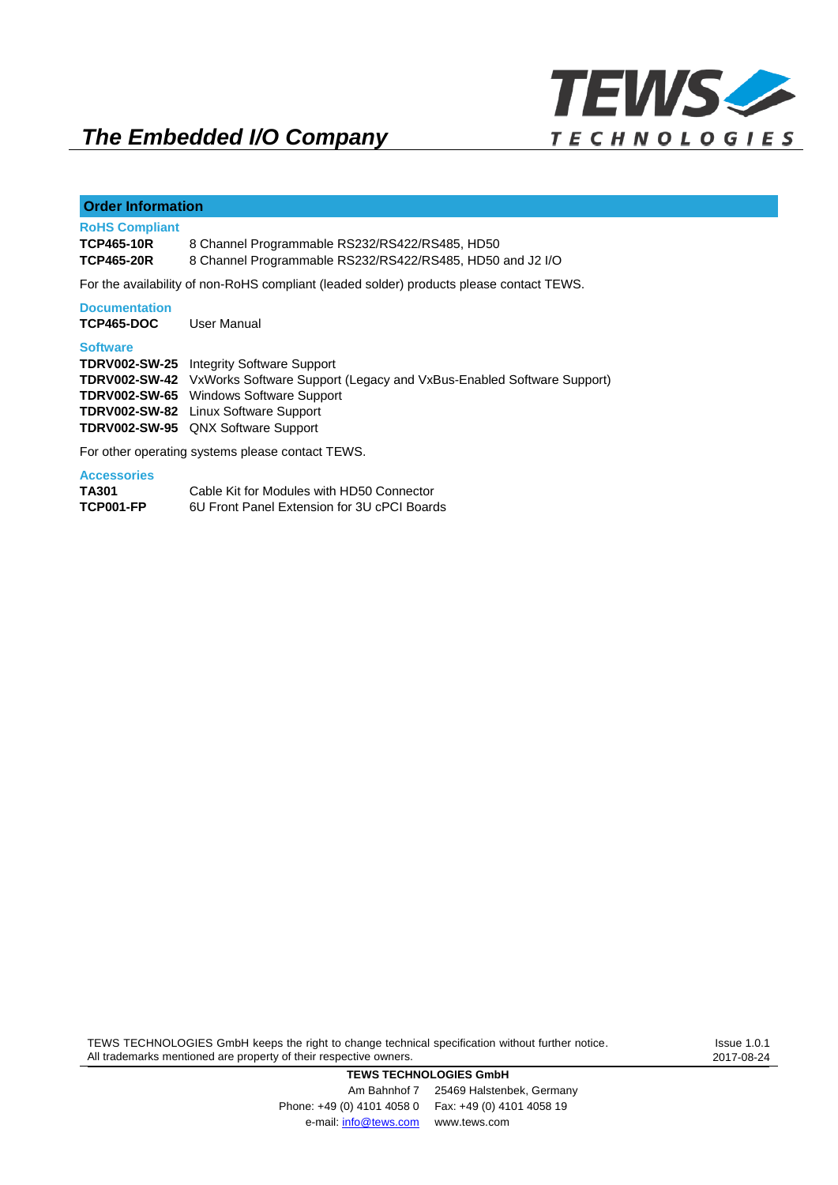## Order Information

### RoHS Compliant

| | |
|---|---|
| **TCP465-10R** | 8 Channel Programmable RS232/RS422/RS485, HD50 |
| **TCP465-20R** | 8 Channel Programmable RS232/RS422/RS485, HD50 and J2 I/O |

For the availability of non-RoHS compliant (leaded solder) products please contact TEWS.

### Documentation

| | |
|---|---|
| **TCP465-DOC** | User Manual |

### Software

| | |
|---|---|
| **TDRV002-SW-25** | Integrity Software Support |
| **TDRV002-SW-42** | VxWorks Software Support (Legacy and VxBus-Enabled Software Support) |
| **TDRV002-SW-65** | Windows Software Support |
| **TDRV002-SW-82** | Linux Software Support |
| **TDRV002-SW-95** | QNX Software Support |

For other operating systems please contact TEWS.

### Accessories

| | |
|---|---|
| **TA301** | Cable Kit for Modules with HD50 Connector |
| **TCP001-FP** | 6U Front Panel Extension for 3U cPCI Boards |

TEWS TECHNOLOGIES GmbH keeps the right to change technical specification without further notice.
All trademarks mentioned are property of their respective owners.

Issue 1.0.1
2017-08-24

**TEWS TECHNOLOGIES GmbH**
Am Bahnhof 7 25469 Halstenbek, Germany
Phone: +49 (0) 4101 4058 0 Fax: +49 (0) 4101 4058 19
e-mail: info@tews.com www.tews.com